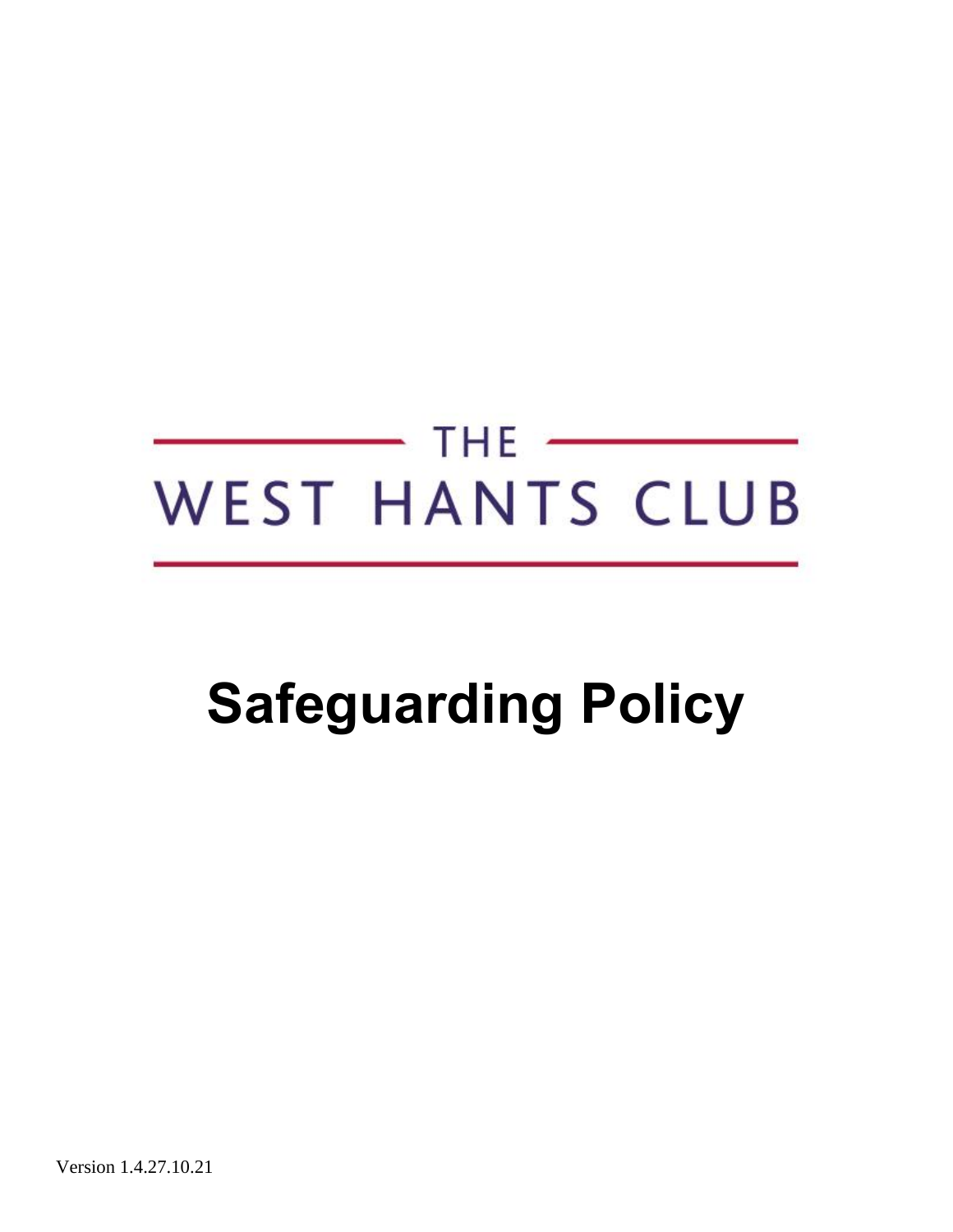THE

WEST HANTS CLUB

# Safeguarding Policy

Version 1.4.27.10.21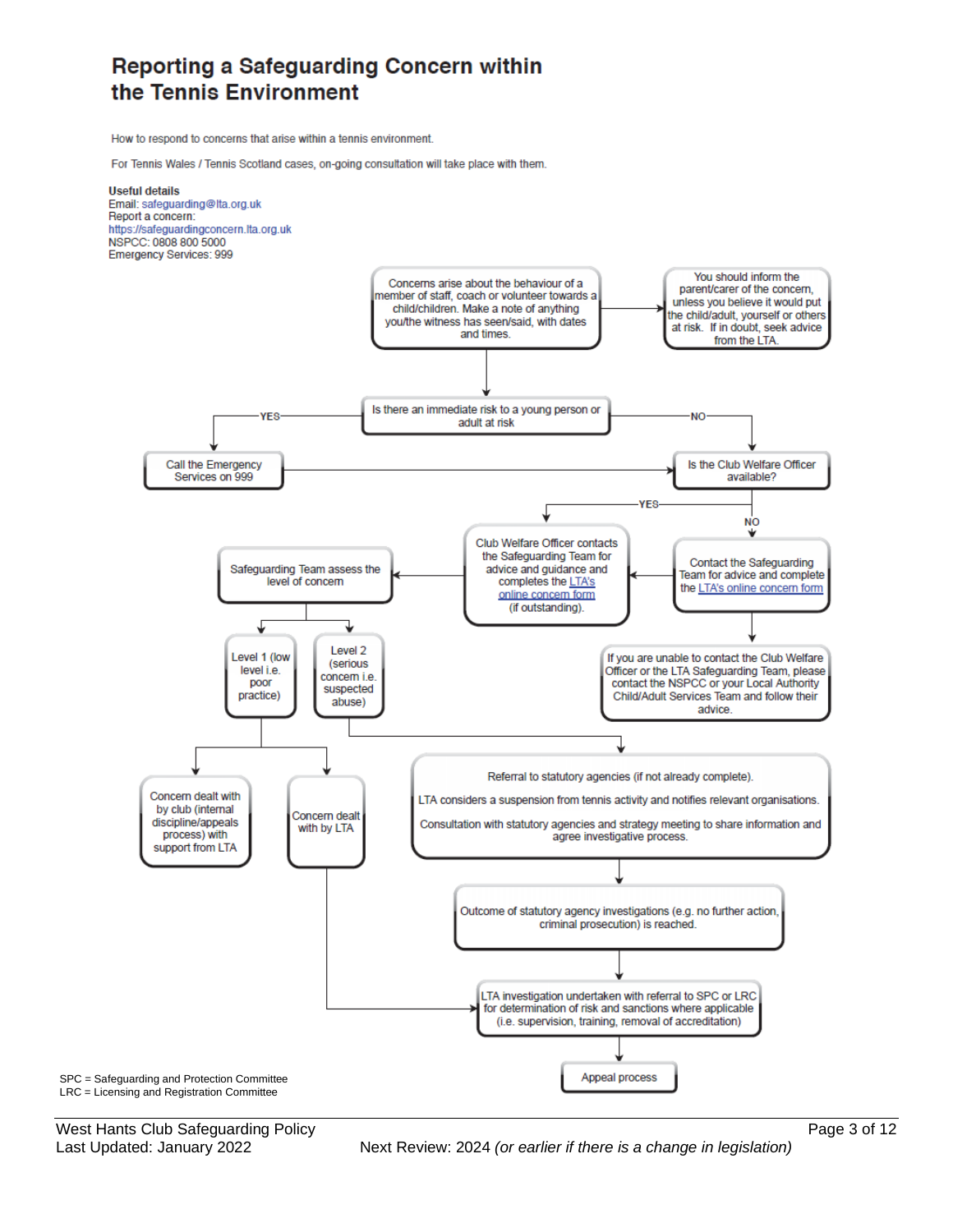# Reporting a Safeguarding Concern within the Tennis Environment

How to respond to concerns that arise within a tennis environment.

For Tennis Wales / Tennis Scotland cases, on-going consultation will take place with them.

**Useful details**
Email: safeguarding@lta.org.uk
Report a concern:
https://safeguardingconcern.lta.org.uk
NSPCC: 0808 800 5000
Emergency Services: 999

Concerns arise about the behaviour of a member of staff, coach or volunteer towards a child/children. Make a note of anything you/the witness has seen/said, with dates and times.

You should inform the parent/carer of the concern, unless you believe it would put the child/adult, yourself or others at risk. If in doubt, seek advice from the LTA.

Is there an immediate risk to a young person or adult at risk

YES

Call the Emergency Services on 999

NO

Is the Club Welfare Officer available?

YES

Club Welfare Officer contacts the Safeguarding Team for advice and guidance and completes the LTA's online concern form (if outstanding).

NO

Contact the Safeguarding Team for advice and complete the LTA's online concern form

If you are unable to contact the Club Welfare Officer or the LTA Safeguarding Team, please contact the NSPCC or your Local Authority Child/Adult Services Team and follow their advice.

Safeguarding Team assess the level of concern

Level 1 (low level i.e. poor practice)

Level 2 (serious concern i.e. suspected abuse)

Concern dealt with by club (internal discipline/appeals process) with support from LTA

Concern dealt with by LTA

Referral to statutory agencies (if not already complete).

LTA considers a suspension from tennis activity and notifies relevant organisations.

Consultation with statutory agencies and strategy meeting to share information and agree investigative process.

Outcome of statutory agency investigations (e.g. no further action, criminal prosecution) is reached.

LTA investigation undertaken with referral to SPC or LRC for determination of risk and sanctions where applicable (i.e. supervision, training, removal of accreditation)

Appeal process

SPC = Safeguarding and Protection Committee
LRC = Licensing and Registration Committee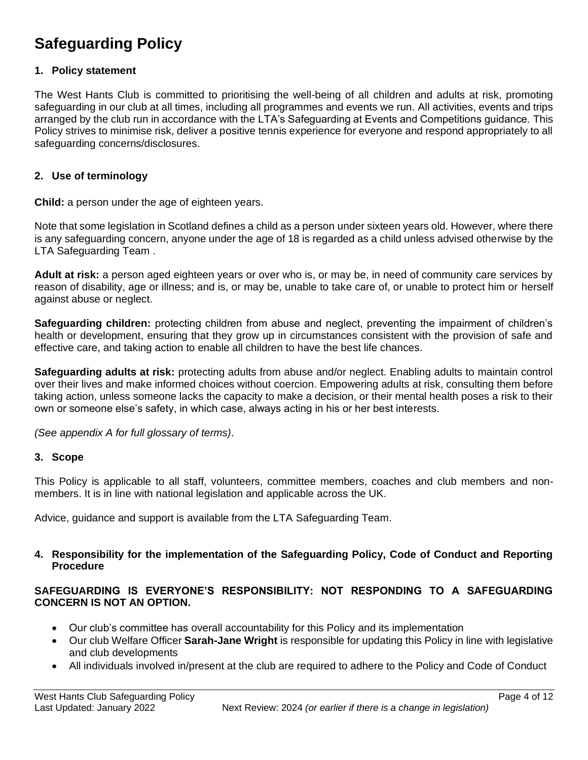# Safeguarding Policy

### 1. Policy statement

The West Hants Club is committed to prioritising the well-being of all children and adults at risk, promoting safeguarding in our club at all times, including all programmes and events we run. All activities, events and trips arranged by the club run in accordance with the LTA's Safeguarding at Events and Competitions guidance. This Policy strives to minimise risk, deliver a positive tennis experience for everyone and respond appropriately to all safeguarding concerns/disclosures.

### 2. Use of terminology

**Child:** a person under the age of eighteen years.

Note that some legislation in Scotland defines a child as a person under sixteen years old. However, where there is any safeguarding concern, anyone under the age of 18 is regarded as a child unless advised otherwise by the LTA Safeguarding Team .

**Adult at risk:** a person aged eighteen years or over who is, or may be, in need of community care services by reason of disability, age or illness; and is, or may be, unable to take care of, or unable to protect him or herself against abuse or neglect.

**Safeguarding children:** protecting children from abuse and neglect, preventing the impairment of children's health or development, ensuring that they grow up in circumstances consistent with the provision of safe and effective care, and taking action to enable all children to have the best life chances.

**Safeguarding adults at risk:** protecting adults from abuse and/or neglect. Enabling adults to maintain control over their lives and make informed choices without coercion. Empowering adults at risk, consulting them before taking action, unless someone lacks the capacity to make a decision, or their mental health poses a risk to their own or someone else's safety, in which case, always acting in his or her best interests.

*(See appendix A for full glossary of terms)*.

### 3. Scope

This Policy is applicable to all staff, volunteers, committee members, coaches and club members and non-members. It is in line with national legislation and applicable across the UK.

Advice, guidance and support is available from the LTA Safeguarding Team.

### 4. Responsibility for the implementation of the Safeguarding Policy, Code of Conduct and Reporting Procedure

**SAFEGUARDING IS EVERYONE'S RESPONSIBILITY: NOT RESPONDING TO A SAFEGUARDING CONCERN IS NOT AN OPTION.**

- Our club's committee has overall accountability for this Policy and its implementation
- Our club Welfare Officer **Sarah-Jane Wright** is responsible for updating this Policy in line with legislative and club developments
- All individuals involved in/present at the club are required to adhere to the Policy and Code of Conduct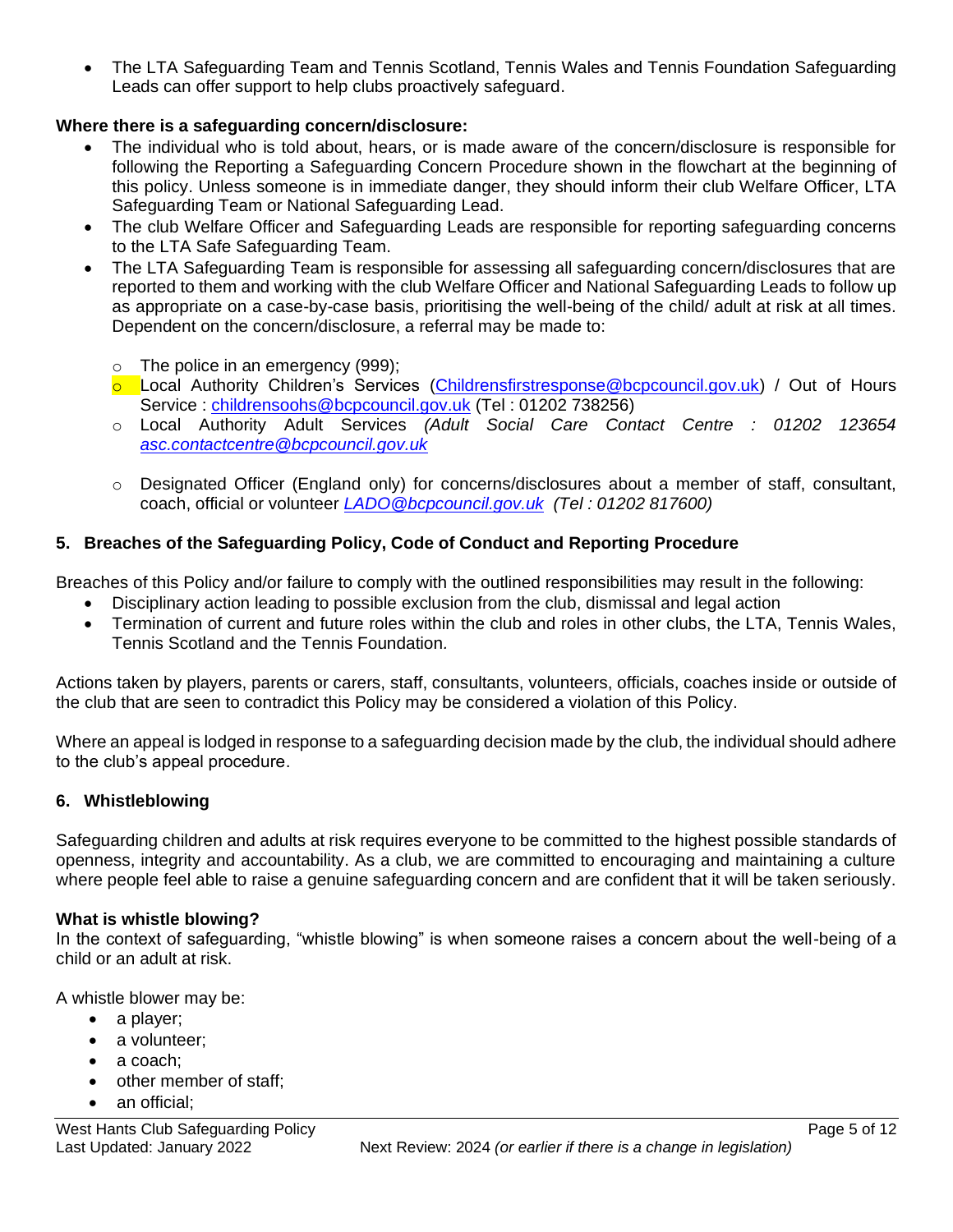- The LTA Safeguarding Team and Tennis Scotland, Tennis Wales and Tennis Foundation Safeguarding Leads can offer support to help clubs proactively safeguard.

**Where there is a safeguarding concern/disclosure:**

- The individual who is told about, hears, or is made aware of the concern/disclosure is responsible for following the Reporting a Safeguarding Concern Procedure shown in the flowchart at the beginning of this policy. Unless someone is in immediate danger, they should inform their club Welfare Officer, LTA Safeguarding Team or National Safeguarding Lead.
- The club Welfare Officer and Safeguarding Leads are responsible for reporting safeguarding concerns to the LTA Safe Safeguarding Team.
- The LTA Safeguarding Team is responsible for assessing all safeguarding concern/disclosures that are reported to them and working with the club Welfare Officer and National Safeguarding Leads to follow up as appropriate on a case-by-case basis, prioritising the well-being of the child/ adult at risk at all times. Dependent on the concern/disclosure, a referral may be made to:
  - The police in an emergency (999);
  - Local Authority Children's Services (Childrensfirstresponse@bcpcouncil.gov.uk) / Out of Hours Service : childrensoohs@bcpcouncil.gov.uk (Tel : 01202 738256)
  - Local Authority Adult Services *(Adult Social Care Contact Centre : 01202 123654 asc.contactcentre@bcpcouncil.gov.uk*
  - Designated Officer (England only) for concerns/disclosures about a member of staff, consultant, coach, official or volunteer *LADO@bcpcouncil.gov.uk (Tel : 01202 817600)*

## 5. Breaches of the Safeguarding Policy, Code of Conduct and Reporting Procedure

Breaches of this Policy and/or failure to comply with the outlined responsibilities may result in the following:

- Disciplinary action leading to possible exclusion from the club, dismissal and legal action
- Termination of current and future roles within the club and roles in other clubs, the LTA, Tennis Wales, Tennis Scotland and the Tennis Foundation.

Actions taken by players, parents or carers, staff, consultants, volunteers, officials, coaches inside or outside of the club that are seen to contradict this Policy may be considered a violation of this Policy.

Where an appeal is lodged in response to a safeguarding decision made by the club, the individual should adhere to the club's appeal procedure.

## 6. Whistleblowing

Safeguarding children and adults at risk requires everyone to be committed to the highest possible standards of openness, integrity and accountability. As a club, we are committed to encouraging and maintaining a culture where people feel able to raise a genuine safeguarding concern and are confident that it will be taken seriously.

**What is whistle blowing?**

In the context of safeguarding, "whistle blowing" is when someone raises a concern about the well-being of a child or an adult at risk.

A whistle blower may be:

- a player;
- a volunteer;
- a coach;
- other member of staff;
- an official;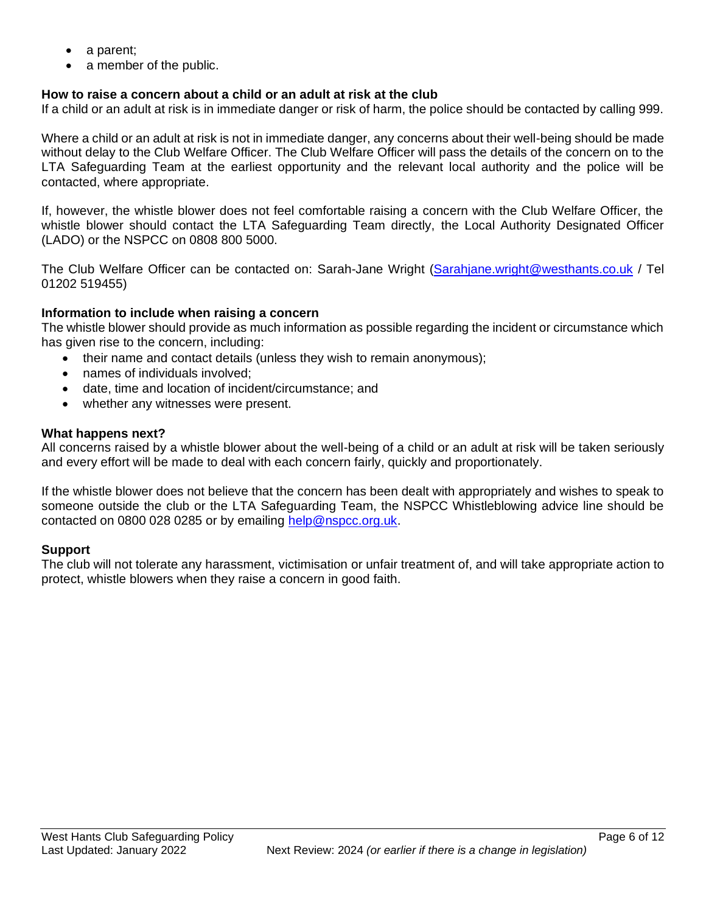- a parent;
- a member of the public.

**How to raise a concern about a child or an adult at risk at the club**

If a child or an adult at risk is in immediate danger or risk of harm, the police should be contacted by calling 999.

Where a child or an adult at risk is not in immediate danger, any concerns about their well-being should be made without delay to the Club Welfare Officer. The Club Welfare Officer will pass the details of the concern on to the LTA Safeguarding Team at the earliest opportunity and the relevant local authority and the police will be contacted, where appropriate.

If, however, the whistle blower does not feel comfortable raising a concern with the Club Welfare Officer, the whistle blower should contact the LTA Safeguarding Team directly, the Local Authority Designated Officer (LADO) or the NSPCC on 0808 800 5000.

The Club Welfare Officer can be contacted on: Sarah-Jane Wright (Sarahjane.wright@westhants.co.uk / Tel 01202 519455)

**Information to include when raising a concern**

The whistle blower should provide as much information as possible regarding the incident or circumstance which has given rise to the concern, including:

- their name and contact details (unless they wish to remain anonymous);
- names of individuals involved;
- date, time and location of incident/circumstance; and
- whether any witnesses were present.

**What happens next?**

All concerns raised by a whistle blower about the well-being of a child or an adult at risk will be taken seriously and every effort will be made to deal with each concern fairly, quickly and proportionately.

If the whistle blower does not believe that the concern has been dealt with appropriately and wishes to speak to someone outside the club or the LTA Safeguarding Team, the NSPCC Whistleblowing advice line should be contacted on 0800 028 0285 or by emailing help@nspcc.org.uk.

**Support**

The club will not tolerate any harassment, victimisation or unfair treatment of, and will take appropriate action to protect, whistle blowers when they raise a concern in good faith.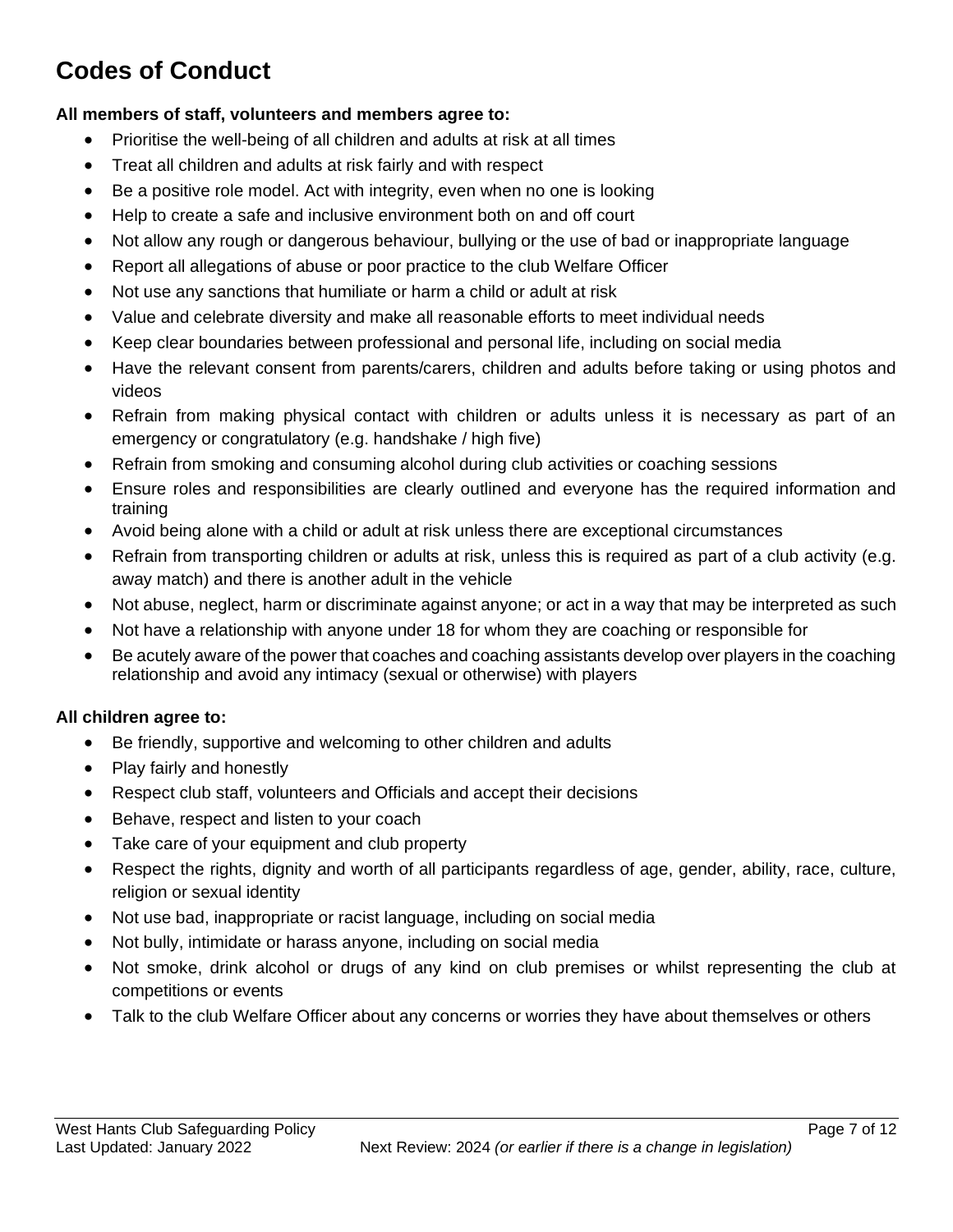# Codes of Conduct

**All members of staff, volunteers and members agree to:**

- Prioritise the well-being of all children and adults at risk at all times
- Treat all children and adults at risk fairly and with respect
- Be a positive role model. Act with integrity, even when no one is looking
- Help to create a safe and inclusive environment both on and off court
- Not allow any rough or dangerous behaviour, bullying or the use of bad or inappropriate language
- Report all allegations of abuse or poor practice to the club Welfare Officer
- Not use any sanctions that humiliate or harm a child or adult at risk
- Value and celebrate diversity and make all reasonable efforts to meet individual needs
- Keep clear boundaries between professional and personal life, including on social media
- Have the relevant consent from parents/carers, children and adults before taking or using photos and videos
- Refrain from making physical contact with children or adults unless it is necessary as part of an emergency or congratulatory (e.g. handshake / high five)
- Refrain from smoking and consuming alcohol during club activities or coaching sessions
- Ensure roles and responsibilities are clearly outlined and everyone has the required information and training
- Avoid being alone with a child or adult at risk unless there are exceptional circumstances
- Refrain from transporting children or adults at risk, unless this is required as part of a club activity (e.g. away match) and there is another adult in the vehicle
- Not abuse, neglect, harm or discriminate against anyone; or act in a way that may be interpreted as such
- Not have a relationship with anyone under 18 for whom they are coaching or responsible for
- Be acutely aware of the power that coaches and coaching assistants develop over players in the coaching relationship and avoid any intimacy (sexual or otherwise) with players

**All children agree to:**

- Be friendly, supportive and welcoming to other children and adults
- Play fairly and honestly
- Respect club staff, volunteers and Officials and accept their decisions
- Behave, respect and listen to your coach
- Take care of your equipment and club property
- Respect the rights, dignity and worth of all participants regardless of age, gender, ability, race, culture, religion or sexual identity
- Not use bad, inappropriate or racist language, including on social media
- Not bully, intimidate or harass anyone, including on social media
- Not smoke, drink alcohol or drugs of any kind on club premises or whilst representing the club at competitions or events
- Talk to the club Welfare Officer about any concerns or worries they have about themselves or others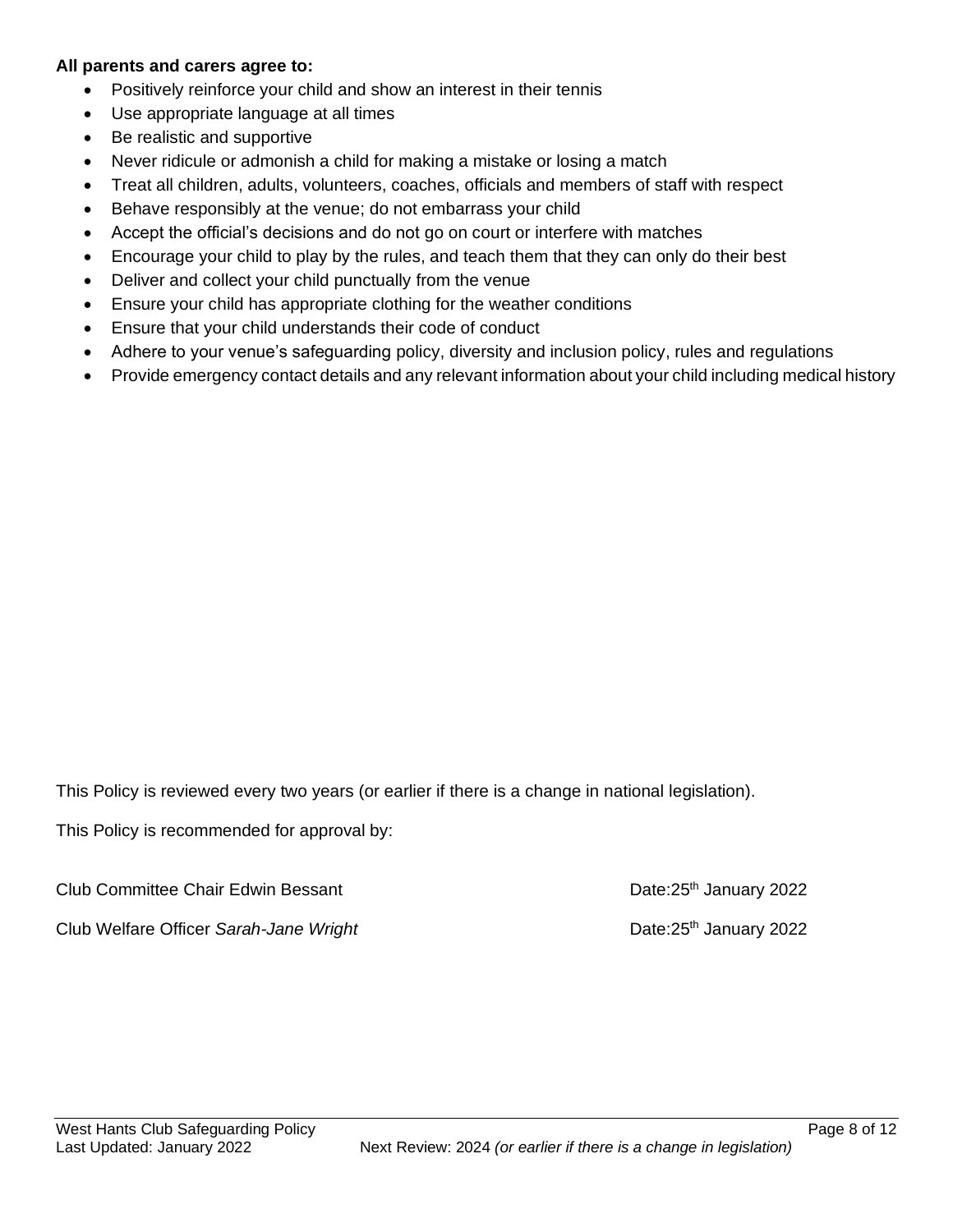**All parents and carers agree to:**

- Positively reinforce your child and show an interest in their tennis
- Use appropriate language at all times
- Be realistic and supportive
- Never ridicule or admonish a child for making a mistake or losing a match
- Treat all children, adults, volunteers, coaches, officials and members of staff with respect
- Behave responsibly at the venue; do not embarrass your child
- Accept the official's decisions and do not go on court or interfere with matches
- Encourage your child to play by the rules, and teach them that they can only do their best
- Deliver and collect your child punctually from the venue
- Ensure your child has appropriate clothing for the weather conditions
- Ensure that your child understands their code of conduct
- Adhere to your venue's safeguarding policy, diversity and inclusion policy, rules and regulations
- Provide emergency contact details and any relevant information about your child including medical history

This Policy is reviewed every two years (or earlier if there is a change in national legislation).

This Policy is recommended for approval by:

Club Committee Chair Edwin Bessant Date:25th January 2022

Club Welfare Officer *Sarah-Jane Wright* Date:25th January 2022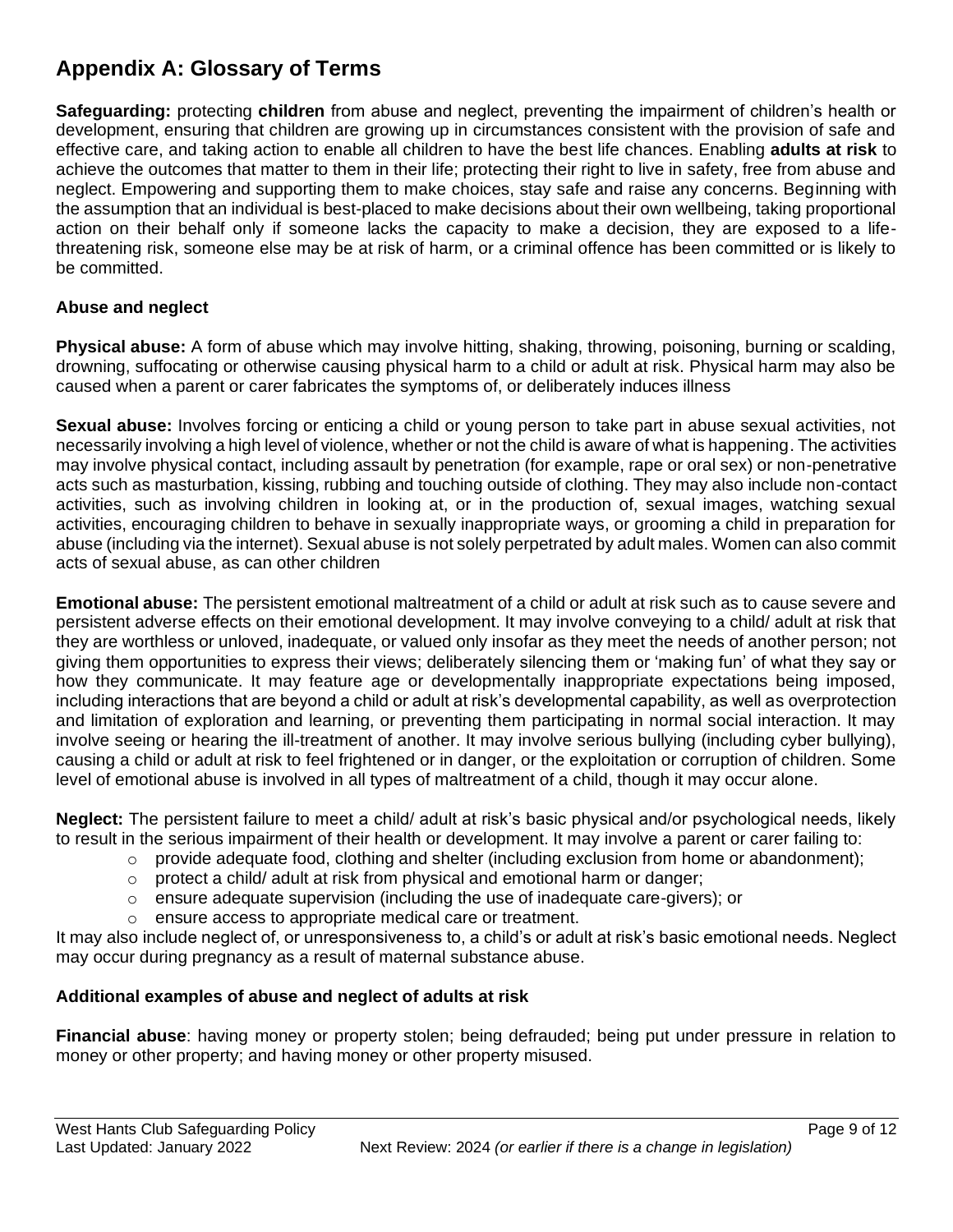# Appendix A: Glossary of Terms

**Safeguarding:** protecting **children** from abuse and neglect, preventing the impairment of children's health or development, ensuring that children are growing up in circumstances consistent with the provision of safe and effective care, and taking action to enable all children to have the best life chances. Enabling **adults at risk** to achieve the outcomes that matter to them in their life; protecting their right to live in safety, free from abuse and neglect. Empowering and supporting them to make choices, stay safe and raise any concerns. Beginning with the assumption that an individual is best-placed to make decisions about their own wellbeing, taking proportional action on their behalf only if someone lacks the capacity to make a decision, they are exposed to a life-threatening risk, someone else may be at risk of harm, or a criminal offence has been committed or is likely to be committed.

### Abuse and neglect

**Physical abuse:** A form of abuse which may involve hitting, shaking, throwing, poisoning, burning or scalding, drowning, suffocating or otherwise causing physical harm to a child or adult at risk. Physical harm may also be caused when a parent or carer fabricates the symptoms of, or deliberately induces illness

**Sexual abuse:** Involves forcing or enticing a child or young person to take part in abuse sexual activities, not necessarily involving a high level of violence, whether or not the child is aware of what is happening. The activities may involve physical contact, including assault by penetration (for example, rape or oral sex) or non-penetrative acts such as masturbation, kissing, rubbing and touching outside of clothing. They may also include non-contact activities, such as involving children in looking at, or in the production of, sexual images, watching sexual activities, encouraging children to behave in sexually inappropriate ways, or grooming a child in preparation for abuse (including via the internet). Sexual abuse is not solely perpetrated by adult males. Women can also commit acts of sexual abuse, as can other children

**Emotional abuse:** The persistent emotional maltreatment of a child or adult at risk such as to cause severe and persistent adverse effects on their emotional development. It may involve conveying to a child/ adult at risk that they are worthless or unloved, inadequate, or valued only insofar as they meet the needs of another person; not giving them opportunities to express their views; deliberately silencing them or 'making fun' of what they say or how they communicate. It may feature age or developmentally inappropriate expectations being imposed, including interactions that are beyond a child or adult at risk's developmental capability, as well as overprotection and limitation of exploration and learning, or preventing them participating in normal social interaction. It may involve seeing or hearing the ill-treatment of another. It may involve serious bullying (including cyber bullying), causing a child or adult at risk to feel frightened or in danger, or the exploitation or corruption of children. Some level of emotional abuse is involved in all types of maltreatment of a child, though it may occur alone.

**Neglect:** The persistent failure to meet a child/ adult at risk's basic physical and/or psychological needs, likely to result in the serious impairment of their health or development. It may involve a parent or carer failing to:

- provide adequate food, clothing and shelter (including exclusion from home or abandonment);
- protect a child/ adult at risk from physical and emotional harm or danger;
- ensure adequate supervision (including the use of inadequate care-givers); or
- ensure access to appropriate medical care or treatment.

It may also include neglect of, or unresponsiveness to, a child's or adult at risk's basic emotional needs. Neglect may occur during pregnancy as a result of maternal substance abuse.

### Additional examples of abuse and neglect of adults at risk

**Financial abuse**: having money or property stolen; being defrauded; being put under pressure in relation to money or other property; and having money or other property misused.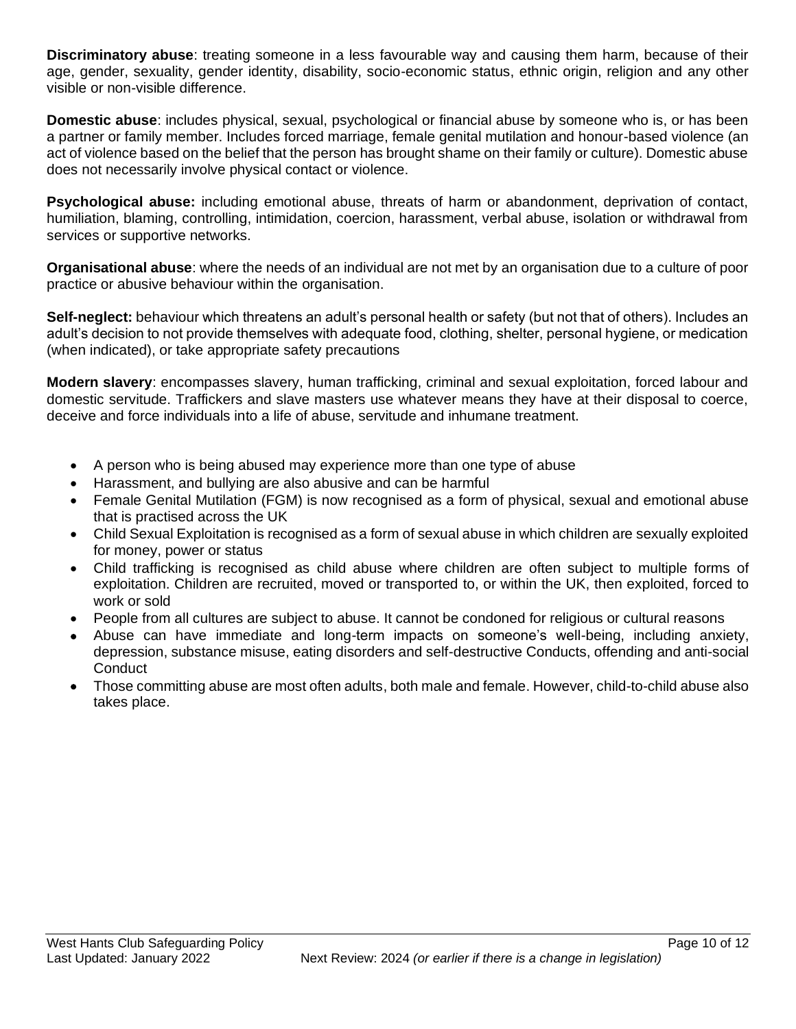**Discriminatory abuse**: treating someone in a less favourable way and causing them harm, because of their age, gender, sexuality, gender identity, disability, socio-economic status, ethnic origin, religion and any other visible or non-visible difference.

**Domestic abuse**: includes physical, sexual, psychological or financial abuse by someone who is, or has been a partner or family member. Includes forced marriage, female genital mutilation and honour-based violence (an act of violence based on the belief that the person has brought shame on their family or culture). Domestic abuse does not necessarily involve physical contact or violence.

**Psychological abuse:** including emotional abuse, threats of harm or abandonment, deprivation of contact, humiliation, blaming, controlling, intimidation, coercion, harassment, verbal abuse, isolation or withdrawal from services or supportive networks.

**Organisational abuse**: where the needs of an individual are not met by an organisation due to a culture of poor practice or abusive behaviour within the organisation.

**Self-neglect:** behaviour which threatens an adult's personal health or safety (but not that of others). Includes an adult's decision to not provide themselves with adequate food, clothing, shelter, personal hygiene, or medication (when indicated), or take appropriate safety precautions

**Modern slavery**: encompasses slavery, human trafficking, criminal and sexual exploitation, forced labour and domestic servitude. Traffickers and slave masters use whatever means they have at their disposal to coerce, deceive and force individuals into a life of abuse, servitude and inhumane treatment.

- A person who is being abused may experience more than one type of abuse
- Harassment, and bullying are also abusive and can be harmful
- Female Genital Mutilation (FGM) is now recognised as a form of physical, sexual and emotional abuse that is practised across the UK
- Child Sexual Exploitation is recognised as a form of sexual abuse in which children are sexually exploited for money, power or status
- Child trafficking is recognised as child abuse where children are often subject to multiple forms of exploitation. Children are recruited, moved or transported to, or within the UK, then exploited, forced to work or sold
- People from all cultures are subject to abuse. It cannot be condoned for religious or cultural reasons
- Abuse can have immediate and long-term impacts on someone's well-being, including anxiety, depression, substance misuse, eating disorders and self-destructive Conducts, offending and anti-social Conduct
- Those committing abuse are most often adults, both male and female. However, child-to-child abuse also takes place.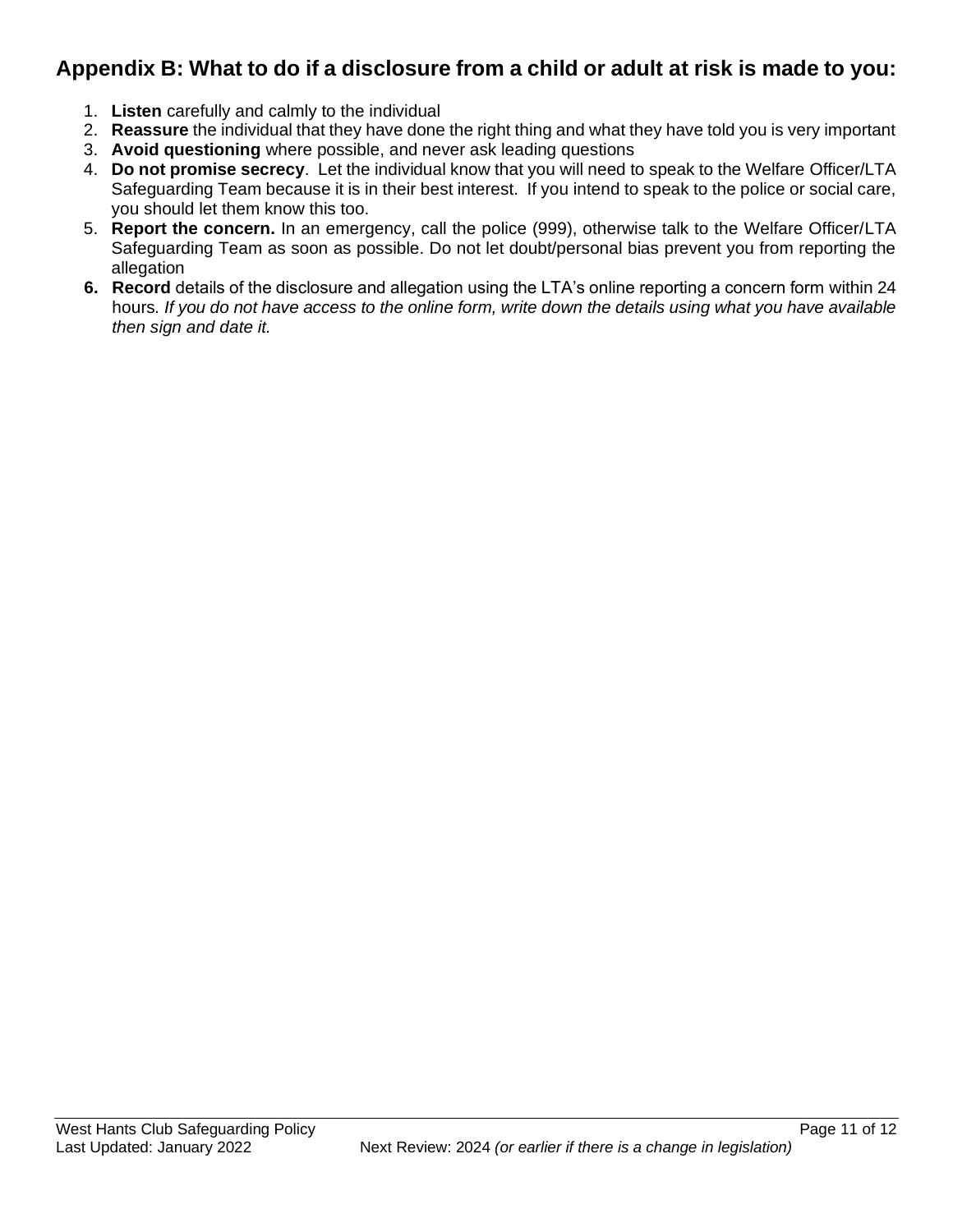## Appendix B: What to do if a disclosure from a child or adult at risk is made to you:

1. **Listen** carefully and calmly to the individual
2. **Reassure** the individual that they have done the right thing and what they have told you is very important
3. **Avoid questioning** where possible, and never ask leading questions
4. **Do not promise secrecy**. Let the individual know that you will need to speak to the Welfare Officer/LTA Safeguarding Team because it is in their best interest. If you intend to speak to the police or social care, you should let them know this too.
5. **Report the concern.** In an emergency, call the police (999), otherwise talk to the Welfare Officer/LTA Safeguarding Team as soon as possible. Do not let doubt/personal bias prevent you from reporting the allegation
6. **Record** details of the disclosure and allegation using the LTA's online reporting a concern form within 24 hours. *If you do not have access to the online form, write down the details using what you have available then sign and date it.*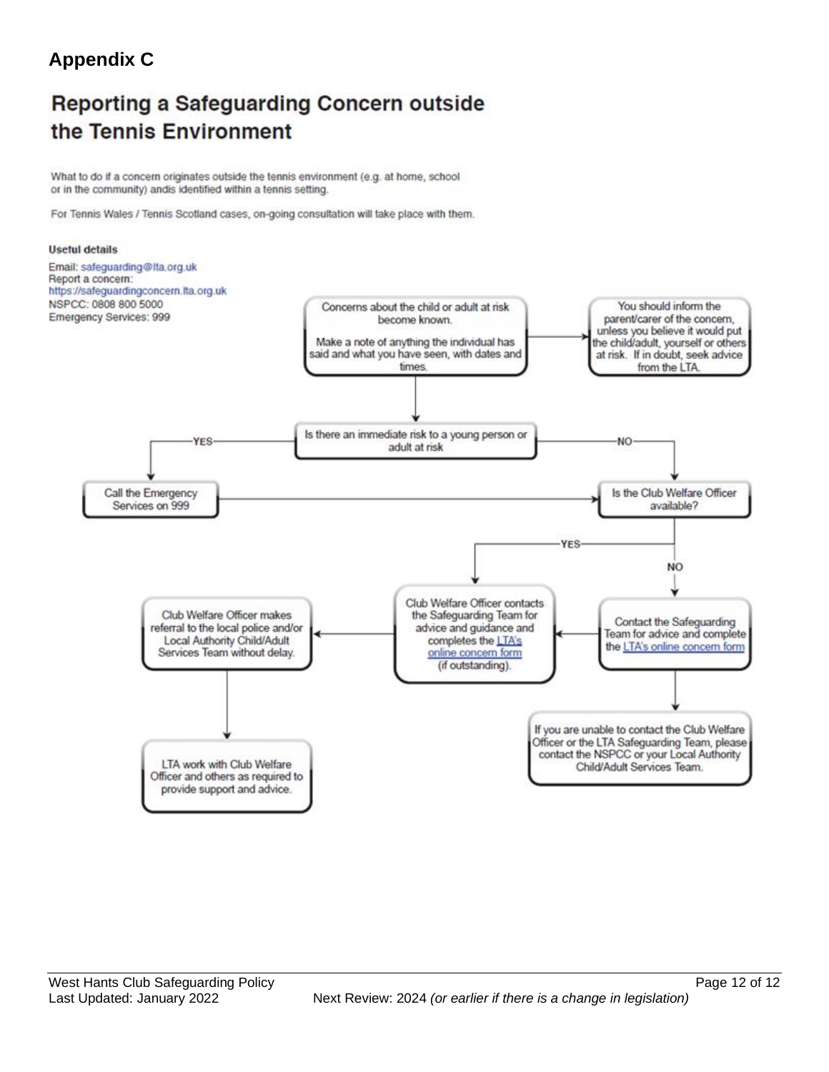## Appendix C

# Reporting a Safeguarding Concern outside the Tennis Environment

What to do if a concern originates outside the tennis environment (e.g. at home, school or in the community) andis identified within a tennis setting.

For Tennis Wales / Tennis Scotland cases, on-going consultation will take place with them.

**Useful details**

Email: safeguarding@lta.org.uk
Report a concern:
https://safeguardingconcern.lta.org.uk
NSPCC: 0808 800 5000
Emergency Services: 999

Concerns about the child or adult at risk become known.

Make a note of anything the individual has said and what you have seen, with dates and times.

You should inform the parent/carer of the concern, unless you believe it would put the child/adult, yourself or others at risk. If in doubt, seek advice from the LTA.

Is there an immediate risk to a young person or adult at risk

YES

Call the Emergency Services on 999

NO

Is the Club Welfare Officer available?

YES

Club Welfare Officer contacts the Safeguarding Team for advice and guidance and completes the LTA's online concern form (if outstanding).

NO

Contact the Safeguarding Team for advice and complete the LTA's online concern form

Club Welfare Officer makes referral to the local police and/or Local Authority Child/Adult Services Team without delay.

LTA work with Club Welfare Officer and others as required to provide support and advice.

If you are unable to contact the Club Welfare Officer or the LTA Safeguarding Team, please contact the NSPCC or your Local Authority Child/Adult Services Team.